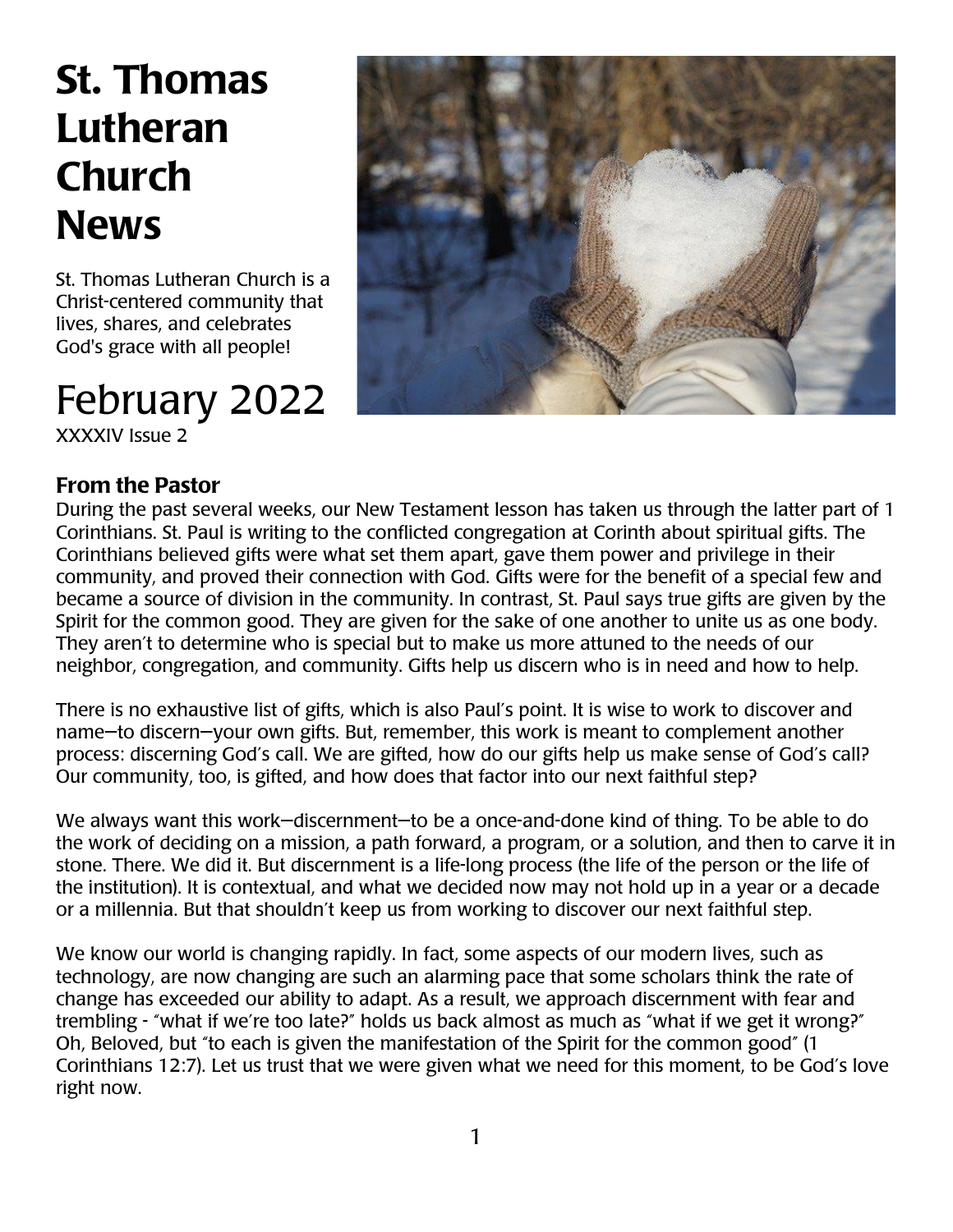# St. Thomas Lutheran Church News

St. Thomas Lutheran Church is a Christ-centered community that lives, shares, and celebrates God's grace with all people!

# February 2022

XXXXIV Issue 2

### From the Pastor

During the past several weeks, our New Testament lesson has taken us through the latter part of 1 Corinthians. St. Paul is writing to the conflicted congregation at Corinth about spiritual gifts. The Corinthians believed gifts were what set them apart, gave them power and privilege in their community, and proved their connection with God. Gifts were for the benefit of a special few and became a source of division in the community. In contrast, St. Paul says true gifts are given by the Spirit for the common good. They are given for the sake of one another to unite us as one body. They aren't to determine who is special but to make us more attuned to the needs of our neighbor, congregation, and community. Gifts help us discern who is in need and how to help.

There is no exhaustive list of gifts, which is also Paul's point. It is wise to work to discover and name—to discern—your own gifts. But, remember, this work is meant to complement another process: discerning God's call. We are gifted, how do our gifts help us make sense of God's call? Our community, too, is gifted, and how does that factor into our next faithful step?

We always want this work—discernment—to be a once-and-done kind of thing. To be able to do the work of deciding on a mission, a path forward, a program, or a solution, and then to carve it in stone. There. We did it. But discernment is a life-long process (the life of the person or the life of the institution). It is contextual, and what we decided now may not hold up in a year or a decade or a millennia. But that shouldn't keep us from working to discover our next faithful step.

We know our world is changing rapidly. In fact, some aspects of our modern lives, such as technology, are now changing are such an alarming pace that some scholars think the rate of change has exceeded our ability to adapt. As a result, we approach discernment with fear and trembling - "what if we're too late?" holds us back almost as much as "what if we get it wrong?" Oh, Beloved, but "to each is given the manifestation of the Spirit for the common good" (1 Corinthians 12:7). Let us trust that we were given what we need for this moment, to be God's love right now.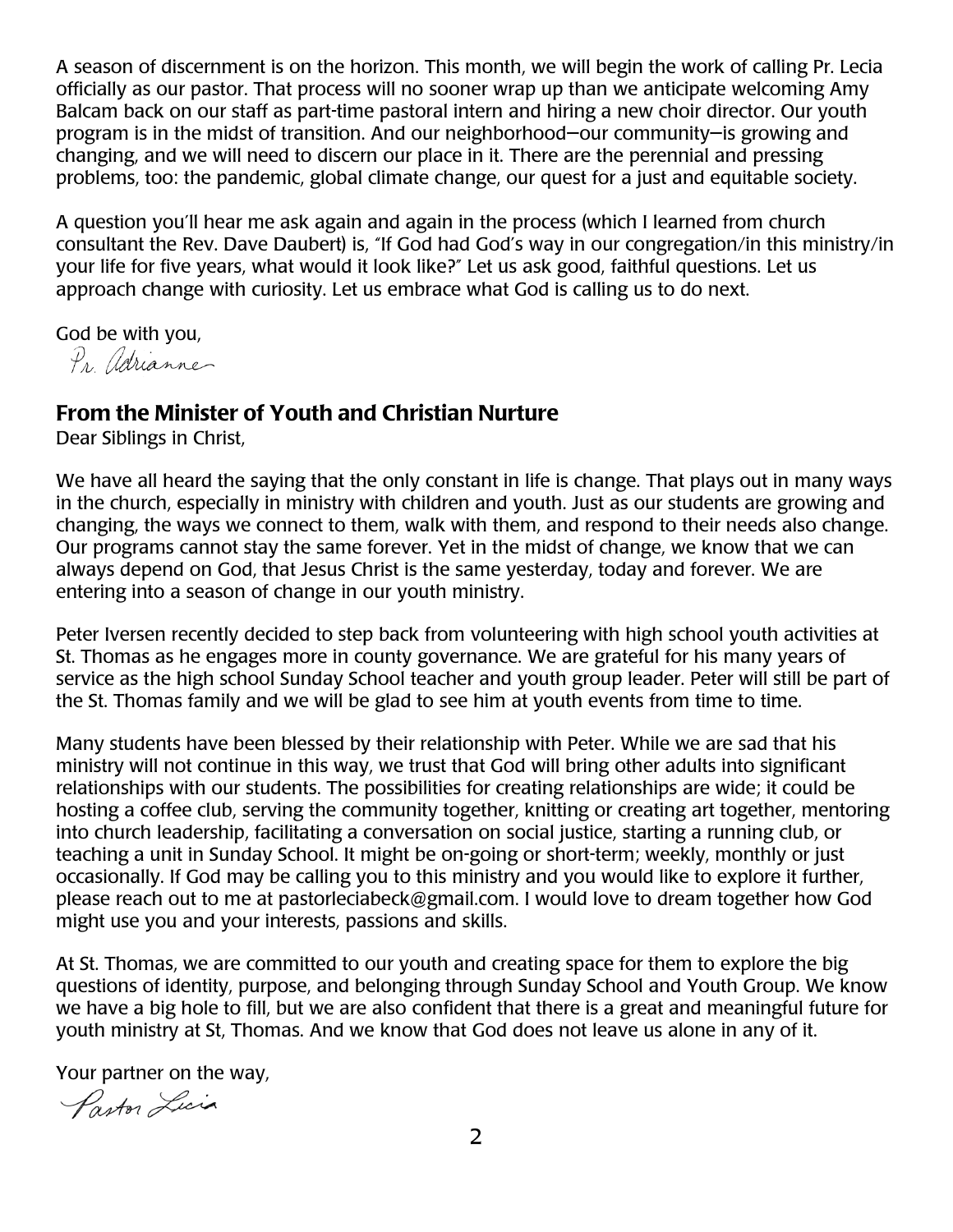A season of discernment is on the horizon. This month, we will begin the work of calling Pr. Lecia officially as our pastor. That process will no sooner wrap up than we anticipate welcoming Amy Balcam back on our staff as part-time pastoral intern and hiring a new choir director. Our youth program is in the midst of transition. And our neighborhood—our community—is growing and changing, and we will need to discern our place in it. There are the perennial and pressing problems, too: the pandemic, global climate change, our quest for a just and equitable society.

A question you'll hear me ask again and again in the process (which I learned from church consultant the Rev. Dave Daubert) is, "If God had God's way in our congregation/in this ministry/in your life for five years, what would it look like?" Let us ask good, faithful questions. Let us approach change with curiosity. Let us embrace what God is calling us to do next.

God be with you,

Pr. Adrianne

## From the Minister of Youth and Christian Nurture

Dear Siblings in Christ,

We have all heard the saying that the only constant in life is change. That plays out in many ways in the church, especially in ministry with children and youth. Just as our students are growing and changing, the ways we connect to them, walk with them, and respond to their needs also change. Our programs cannot stay the same forever. Yet in the midst of change, we know that we can always depend on God, that Jesus Christ is the same yesterday, today and forever. We are entering into a season of change in our youth ministry.

Peter Iversen recently decided to step back from volunteering with high school youth activities at St. Thomas as he engages more in county governance. We are grateful for his many years of service as the high school Sunday School teacher and youth group leader. Peter will still be part of the St. Thomas family and we will be glad to see him at youth events from time to time.

Many students have been blessed by their relationship with Peter. While we are sad that his ministry will not continue in this way, we trust that God will bring other adults into significant relationships with our students. The possibilities for creating relationships are wide; it could be hosting a coffee club, serving the community together, knitting or creating art together, mentoring into church leadership, facilitating a conversation on social justice, starting a running club, or teaching a unit in Sunday School. It might be on-going or short-term; weekly, monthly or just occasionally. If God may be calling you to this ministry and you would like to explore it further, please reach out to me at pastorleciabeck@gmail.com. I would love to dream together how God might use you and your interests, passions and skills.

At St. Thomas, we are committed to our youth and creating space for them to explore the big questions of identity, purpose, and belonging through Sunday School and Youth Group. We know we have a big hole to fill, but we are also confident that there is a great and meaningful future for youth ministry at St, Thomas. And we know that God does not leave us alone in any of it.

Your partner on the way,

Pastor Lecia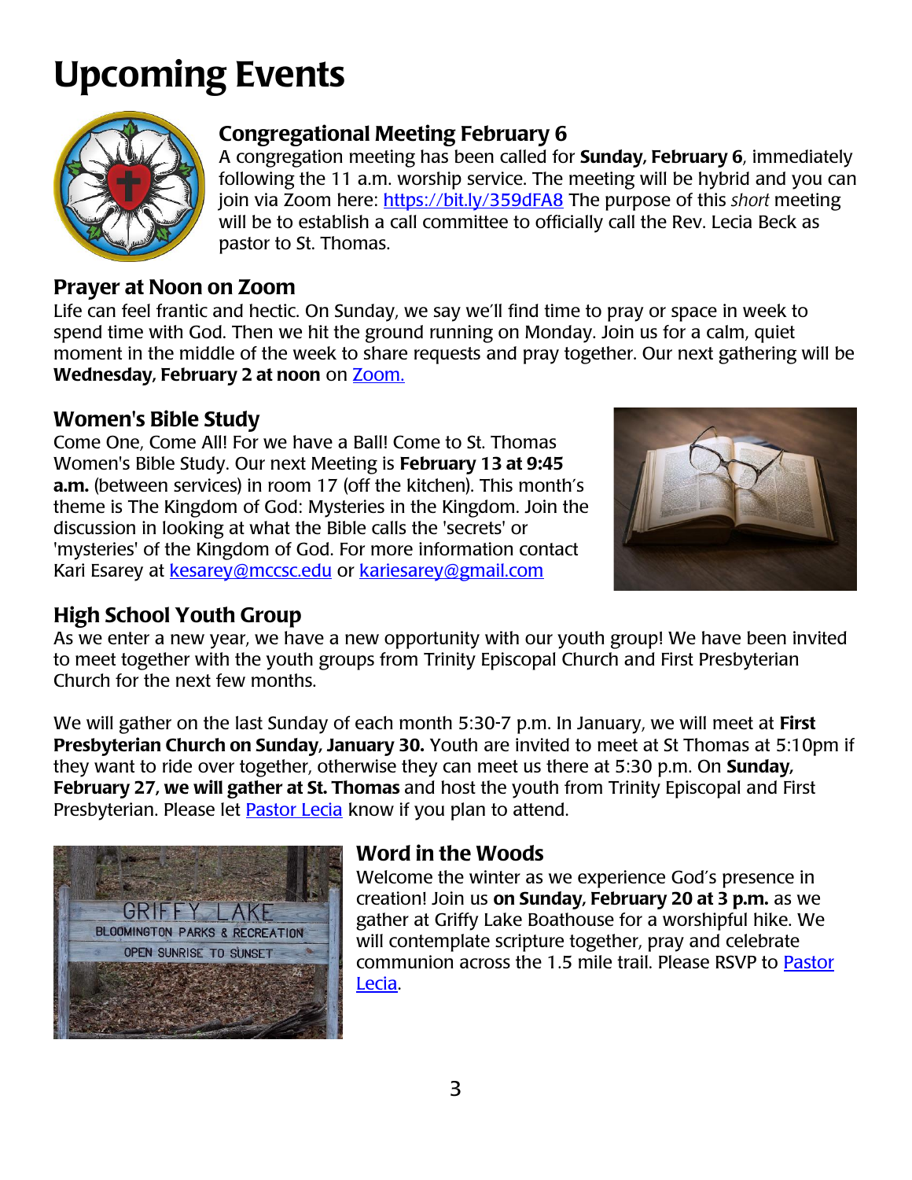# Upcoming Events

## Congregational Meeting February 6

A congregation meeting has been called for **Sunday, February 6**, immediately following the 11 a.m. worship service. The meeting will be hybrid and you can join via Zoom here: https://bit.ly/359dFA8 The purpose of this *short* meeting will be to establish a call committee to officially call the Rev. Lecia Beck as pastor to St. Thomas.

## Prayer at Noon on Zoom

Life can feel frantic and hectic. On Sunday, we say we'll find time to pray or space in week to spend time with God. Then we hit the ground running on Monday. Join us for a calm, quiet moment in the middle of the week to share requests and pray together. Our next gathering will be **Wednesday, February 2 at noon** on Zoom.

## Women's Bible Study

Come One, Come All! For we have a Ball! Come to St. Thomas Women's Bible Study. Our next Meeting is **February 13 at 9:45 a.m.** (between services) in room 17 (off the kitchen). This month's theme is The Kingdom of God: Mysteries in the Kingdom. Join the discussion in looking at what the Bible calls the 'secrets' or 'mysteries' of the Kingdom of God. For more information contact Kari Esarey at kesarey@mccsc.edu or kariesarey@gmail.com

## High School Youth Group

As we enter a new year, we have a new opportunity with our youth group! We have been invited to meet together with the youth groups from Trinity Episcopal Church and First Presbyterian Church for the next few months.

We will gather on the last Sunday of each month 5:30-7 p.m. In January, we will meet at **First Presbyterian Church on Sunday, January 30.** Youth are invited to meet at St Thomas at 5:10pm if they want to ride over together, otherwise they can meet us there at 5:30 p.m. On **Sunday, February 27, we will gather at St. Thomas** and host the youth from Trinity Episcopal and First Presbyterian. Please let Pastor Lecia know if you plan to attend.

## Word in the Woods

Welcome the winter as we experience God's presence in creation! Join us **on Sunday, February 20 at 3 p.m.** as we gather at Griffy Lake Boathouse for a worshipful hike. We will contemplate scripture together, pray and celebrate communion across the 1.5 mile trail. Please RSVP to Pastor Lecia.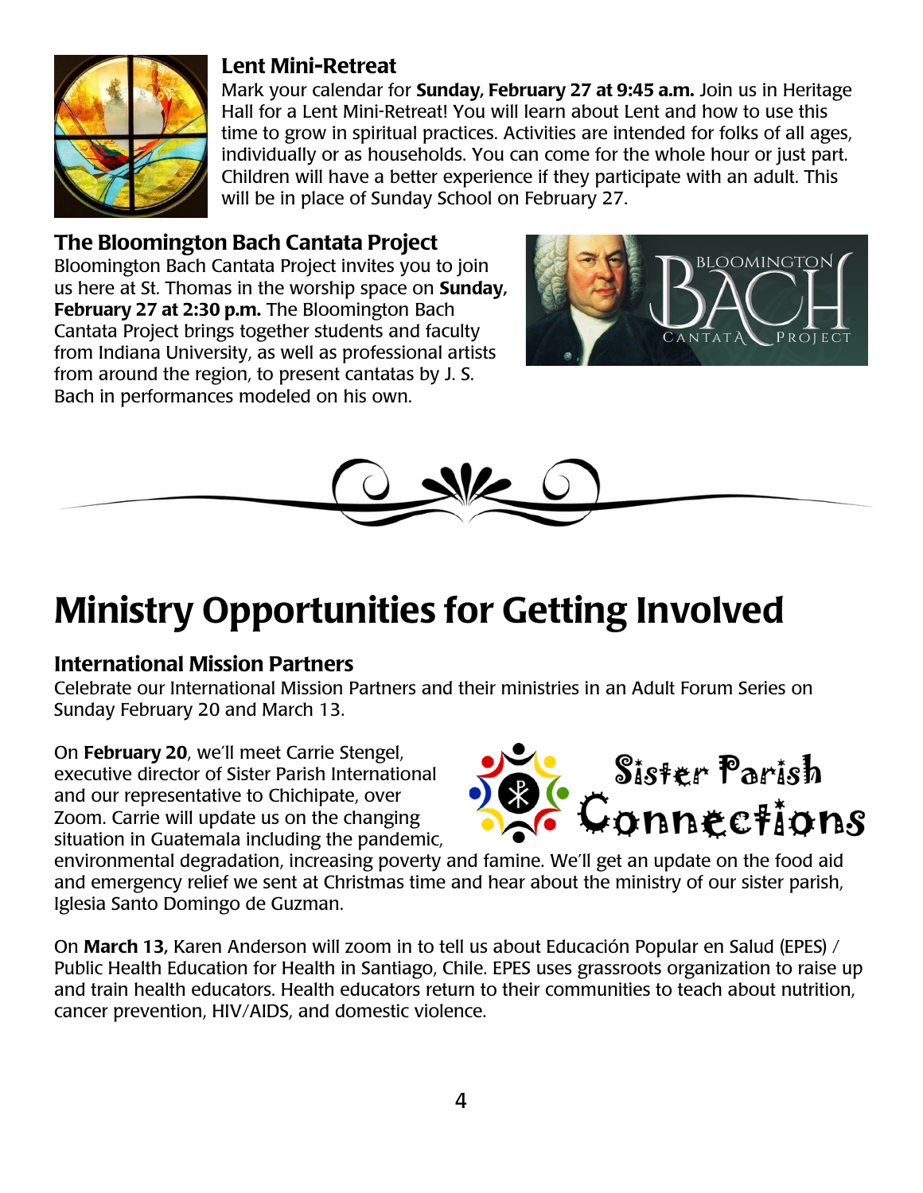### Lent Mini-Retreat

Mark your calendar for **Sunday, February 27 at 9:45 a.m.** Join us in Heritage Hall for a Lent Mini-Retreat! You will learn about Lent and how to use this time to grow in spiritual practices. Activities are intended for folks of all ages, individually or as households. You can come for the whole hour or just part. Children will have a better experience if they participate with an adult. This will be in place of Sunday School on February 27.

### The Bloomington Bach Cantata Project

Bloomington Bach Cantata Project invites you to join us here at St. Thomas in the worship space on **Sunday, February 27 at 2:30 p.m.** The Bloomington Bach Cantata Project brings together students and faculty from Indiana University, as well as professional artists from around the region, to present cantatas by J. S. Bach in performances modeled on his own.

# Ministry Opportunities for Getting Involved

### International Mission Partners

Celebrate our International Mission Partners and their ministries in an Adult Forum Series on Sunday February 20 and March 13.

On **February 20**, we'll meet Carrie Stengel, executive director of Sister Parish International and our representative to Chichipate, over Zoom. Carrie will update us on the changing situation in Guatemala including the pandemic, environmental degradation, increasing poverty and famine. We'll get an update on the food aid and emergency relief we sent at Christmas time and hear about the ministry of our sister parish, Iglesia Santo Domingo de Guzman.

On **March 13,** Karen Anderson will zoom in to tell us about Educación Popular en Salud (EPES) / Public Health Education for Health in Santiago, Chile. EPES uses grassroots organization to raise up and train health educators. Health educators return to their communities to teach about nutrition, cancer prevention, HIV/AIDS, and domestic violence.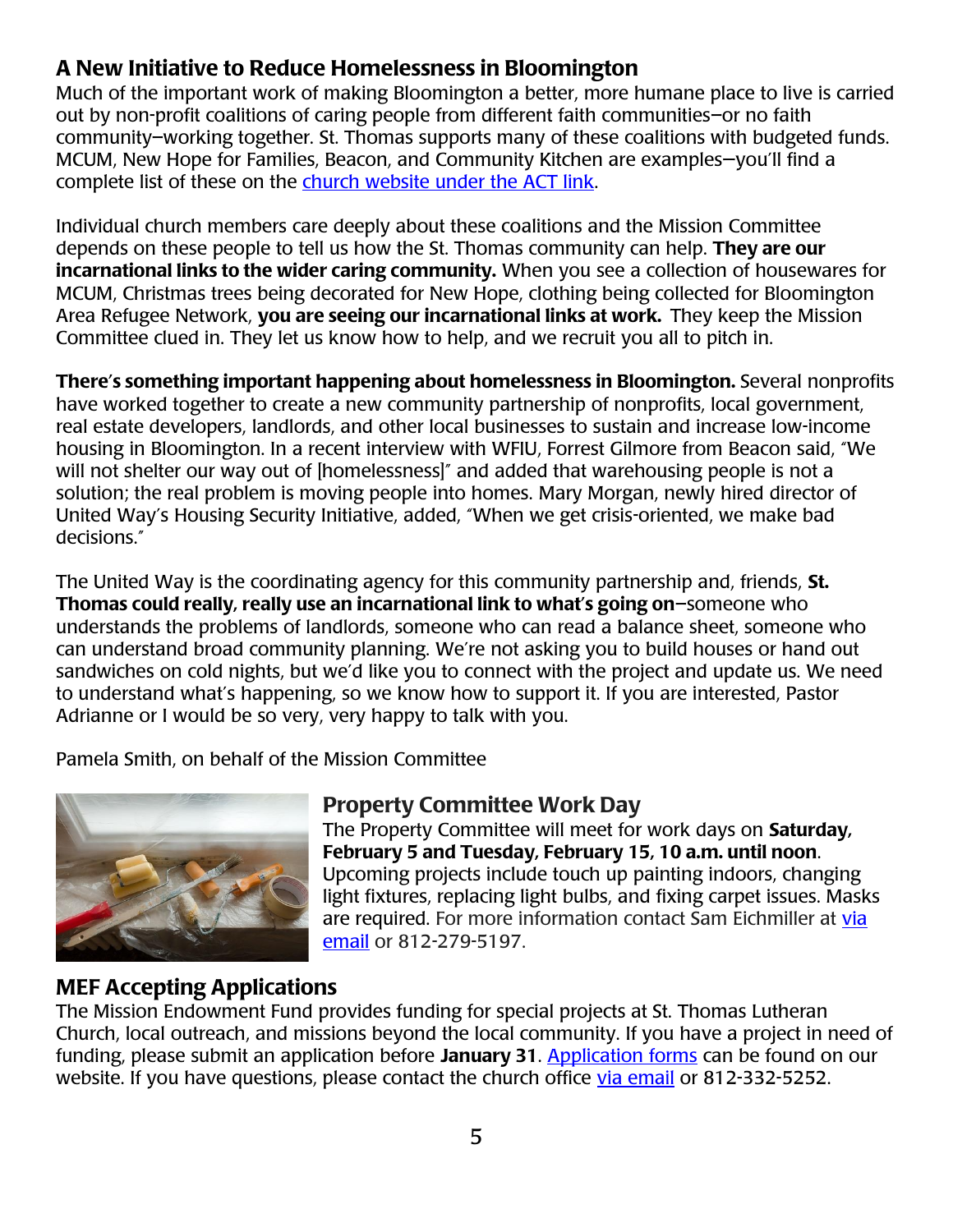## A New Initiative to Reduce Homelessness in Bloomington

Much of the important work of making Bloomington a better, more humane place to live is carried out by non-profit coalitions of caring people from different faith communities—or no faith community—working together. St. Thomas supports many of these coalitions with budgeted funds. MCUM, New Hope for Families, Beacon, and Community Kitchen are examples—you'll find a complete list of these on the church website under the ACT link.

Individual church members care deeply about these coalitions and the Mission Committee depends on these people to tell us how the St. Thomas community can help. **They are our incarnational links to the wider caring community.** When you see a collection of housewares for MCUM, Christmas trees being decorated for New Hope, clothing being collected for Bloomington Area Refugee Network, **you are seeing our incarnational links at work.** They keep the Mission Committee clued in. They let us know how to help, and we recruit you all to pitch in.

**There's something important happening about homelessness in Bloomington.** Several nonprofits have worked together to create a new community partnership of nonprofits, local government, real estate developers, landlords, and other local businesses to sustain and increase low-income housing in Bloomington. In a recent interview with WFIU, Forrest Gilmore from Beacon said, "We will not shelter our way out of [homelessness]" and added that warehousing people is not a solution; the real problem is moving people into homes. Mary Morgan, newly hired director of United Way's Housing Security Initiative, added, "When we get crisis-oriented, we make bad decisions."

The United Way is the coordinating agency for this community partnership and, friends, **St. Thomas could really, really use an incarnational link to what's going on**—someone who understands the problems of landlords, someone who can read a balance sheet, someone who can understand broad community planning. We're not asking you to build houses or hand out sandwiches on cold nights, but we'd like you to connect with the project and update us. We need to understand what's happening, so we know how to support it. If you are interested, Pastor Adrianne or I would be so very, very happy to talk with you.

Pamela Smith, on behalf of the Mission Committee

## Property Committee Work Day

The Property Committee will meet for work days on **Saturday, February 5 and Tuesday, February 15, 10 a.m. until noon**. Upcoming projects include touch up painting indoors, changing light fixtures, replacing light bulbs, and fixing carpet issues. Masks are required. For more information contact Sam Eichmiller at via email or 812-279-5197.

## MEF Accepting Applications

The Mission Endowment Fund provides funding for special projects at St. Thomas Lutheran Church, local outreach, and missions beyond the local community. If you have a project in need of funding, please submit an application before **January 31**. Application forms can be found on our website. If you have questions, please contact the church office via email or 812-332-5252.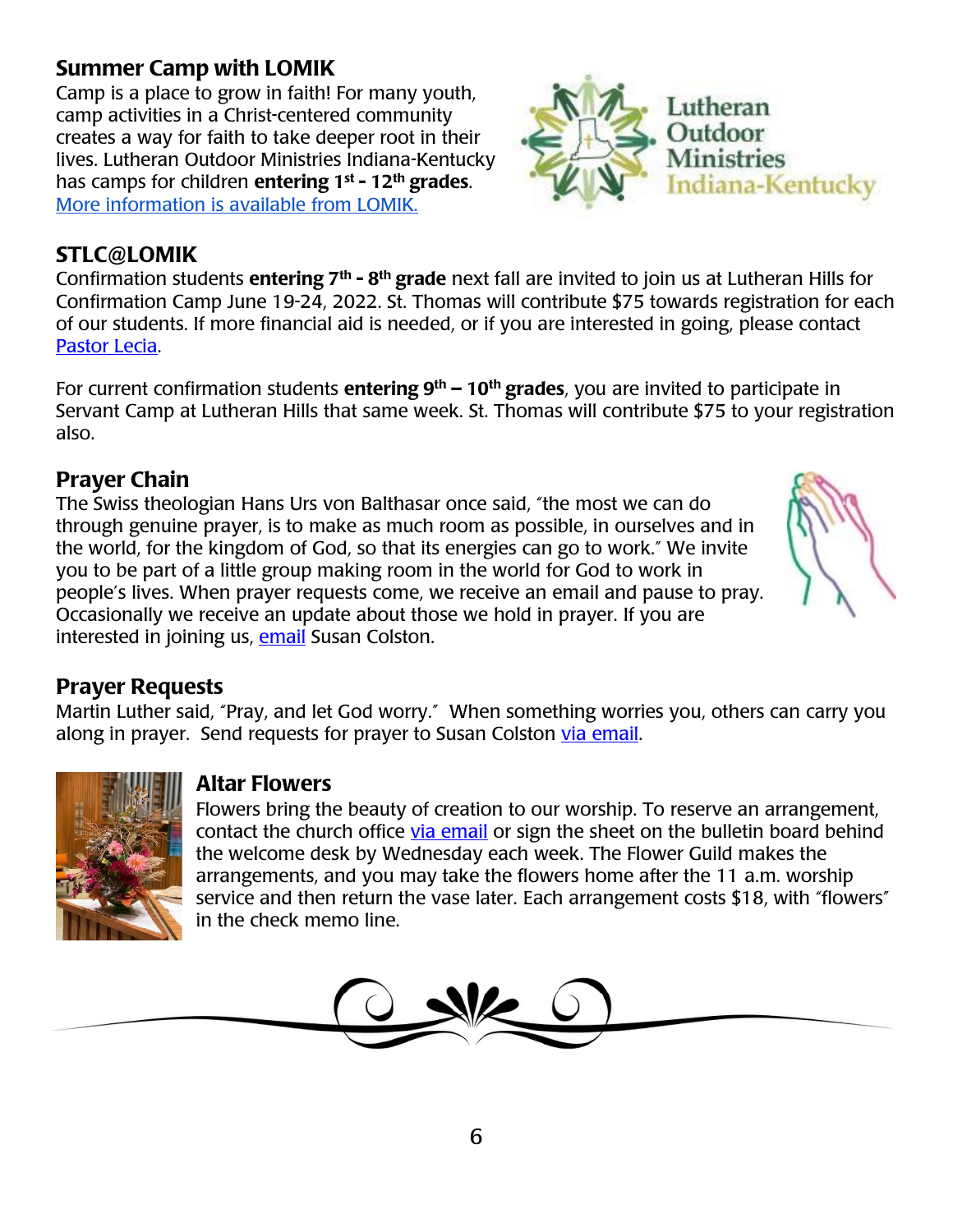## Summer Camp with LOMIK

Camp is a place to grow in faith! For many youth, camp activities in a Christ-centered community creates a way for faith to take deeper root in their lives. Lutheran Outdoor Ministries Indiana-Kentucky has camps for children **entering 1st - 12th grades**. More information is available from LOMIK.

## STLC@LOMIK

Confirmation students **entering 7th - 8th grade** next fall are invited to join us at Lutheran Hills for Confirmation Camp June 19-24, 2022. St. Thomas will contribute $75 towards registration for each of our students. If more financial aid is needed, or if you are interested in going, please contact Pastor Lecia.

For current confirmation students **entering 9th – 10th grades**, you are invited to participate in Servant Camp at Lutheran Hills that same week. St. Thomas will contribute $75 to your registration also.

## Prayer Chain

The Swiss theologian Hans Urs von Balthasar once said, "the most we can do through genuine prayer, is to make as much room as possible, in ourselves and in the world, for the kingdom of God, so that its energies can go to work." We invite you to be part of a little group making room in the world for God to work in people's lives. When prayer requests come, we receive an email and pause to pray. Occasionally we receive an update about those we hold in prayer. If you are interested in joining us, email Susan Colston.

## Prayer Requests

Martin Luther said, "Pray, and let God worry." When something worries you, others can carry you along in prayer. Send requests for prayer to Susan Colston via email.

## Altar Flowers

Flowers bring the beauty of creation to our worship. To reserve an arrangement, contact the church office via email or sign the sheet on the bulletin board behind the welcome desk by Wednesday each week. The Flower Guild makes the arrangements, and you may take the flowers home after the 11 a.m. worship service and then return the vase later. Each arrangement costs $18, with "flowers" in the check memo line.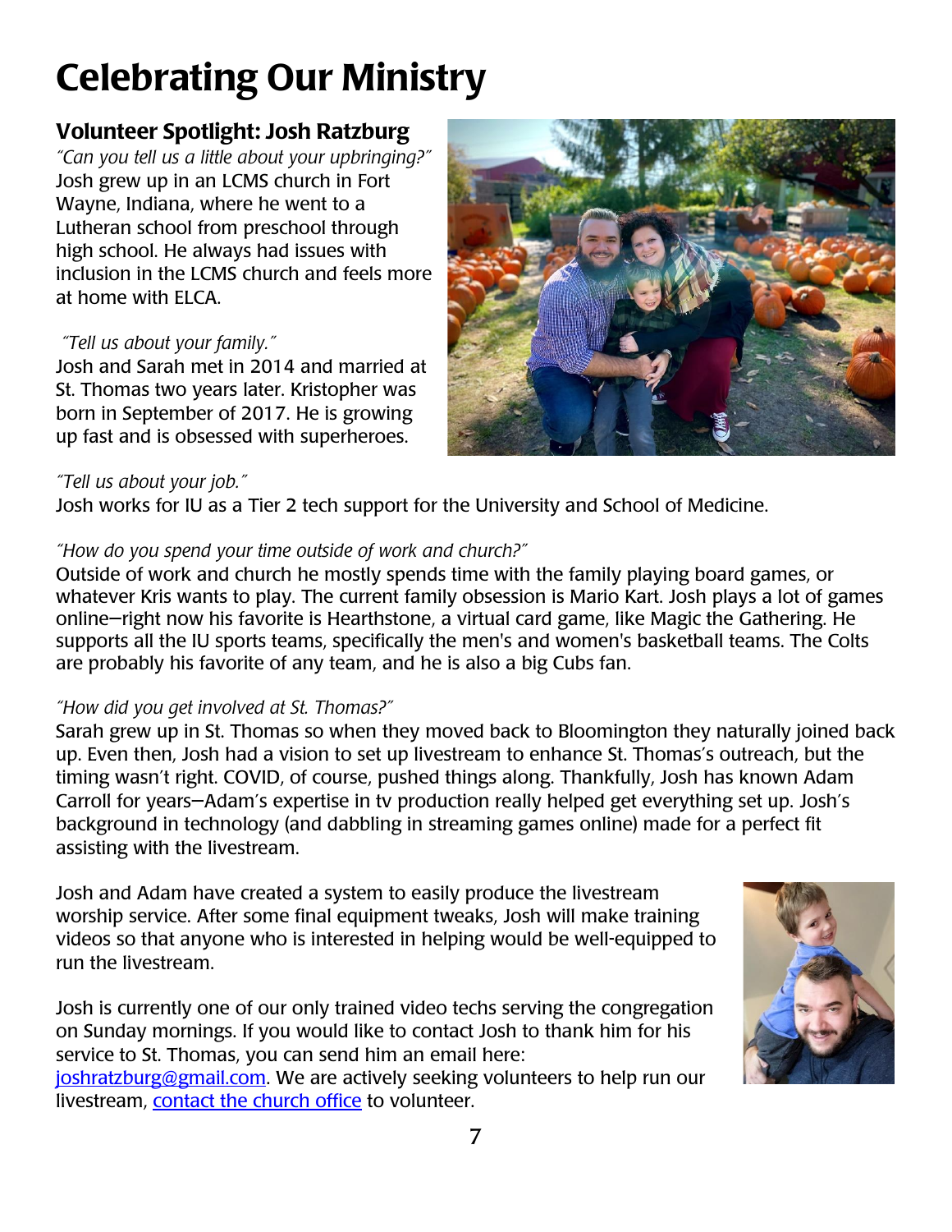# Celebrating Our Ministry

## Volunteer Spotlight: Josh Ratzburg

*"Can you tell us a little about your upbringing?"*
Josh grew up in an LCMS church in Fort Wayne, Indiana, where he went to a Lutheran school from preschool through high school. He always had issues with inclusion in the LCMS church and feels more at home with ELCA.

*"Tell us about your family."*
Josh and Sarah met in 2014 and married at St. Thomas two years later. Kristopher was born in September of 2017. He is growing up fast and is obsessed with superheroes.

*"Tell us about your job."*
Josh works for IU as a Tier 2 tech support for the University and School of Medicine.

*"How do you spend your time outside of work and church?"*
Outside of work and church he mostly spends time with the family playing board games, or whatever Kris wants to play. The current family obsession is Mario Kart. Josh plays a lot of games online—right now his favorite is Hearthstone, a virtual card game, like Magic the Gathering. He supports all the IU sports teams, specifically the men's and women's basketball teams. The Colts are probably his favorite of any team, and he is also a big Cubs fan.

*"How did you get involved at St. Thomas?"*
Sarah grew up in St. Thomas so when they moved back to Bloomington they naturally joined back up. Even then, Josh had a vision to set up livestream to enhance St. Thomas's outreach, but the timing wasn't right. COVID, of course, pushed things along. Thankfully, Josh has known Adam Carroll for years—Adam's expertise in tv production really helped get everything set up. Josh's background in technology (and dabbling in streaming games online) made for a perfect fit assisting with the livestream.

Josh and Adam have created a system to easily produce the livestream worship service. After some final equipment tweaks, Josh will make training videos so that anyone who is interested in helping would be well-equipped to run the livestream.

Josh is currently one of our only trained video techs serving the congregation on Sunday mornings. If you would like to contact Josh to thank him for his service to St. Thomas, you can send him an email here: joshratzburg@gmail.com. We are actively seeking volunteers to help run our livestream, contact the church office to volunteer.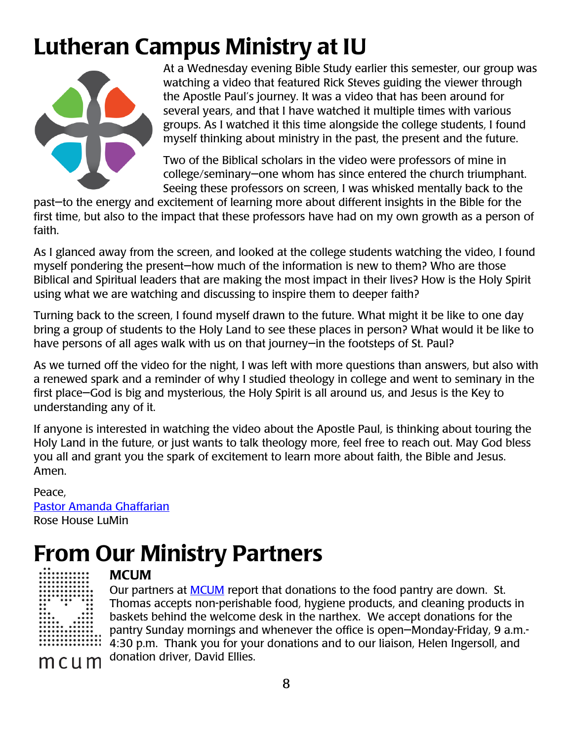# Lutheran Campus Ministry at IU

At a Wednesday evening Bible Study earlier this semester, our group was watching a video that featured Rick Steves guiding the viewer through the Apostle Paul's journey. It was a video that has been around for several years, and that I have watched it multiple times with various groups. As I watched it this time alongside the college students, I found myself thinking about ministry in the past, the present and the future.

Two of the Biblical scholars in the video were professors of mine in college/seminary—one whom has since entered the church triumphant. Seeing these professors on screen, I was whisked mentally back to the past—to the energy and excitement of learning more about different insights in the Bible for the first time, but also to the impact that these professors have had on my own growth as a person of faith.

As I glanced away from the screen, and looked at the college students watching the video, I found myself pondering the present—how much of the information is new to them? Who are those Biblical and Spiritual leaders that are making the most impact in their lives? How is the Holy Spirit using what we are watching and discussing to inspire them to deeper faith?

Turning back to the screen, I found myself drawn to the future. What might it be like to one day bring a group of students to the Holy Land to see these places in person? What would it be like to have persons of all ages walk with us on that journey—in the footsteps of St. Paul?

As we turned off the video for the night, I was left with more questions than answers, but also with a renewed spark and a reminder of why I studied theology in college and went to seminary in the first place—God is big and mysterious, the Holy Spirit is all around us, and Jesus is the Key to understanding any of it.

If anyone is interested in watching the video about the Apostle Paul, is thinking about touring the Holy Land in the future, or just wants to talk theology more, feel free to reach out. May God bless you all and grant you the spark of excitement to learn more about faith, the Bible and Jesus. Amen.

Peace,
Pastor Amanda Ghaffarian
Rose House LuMin

# From Our Ministry Partners

## MCUM

Our partners at MCUM report that donations to the food pantry are down. St. Thomas accepts non-perishable food, hygiene products, and cleaning products in baskets behind the welcome desk in the narthex. We accept donations for the pantry Sunday mornings and whenever the office is open—Monday-Friday, 9 a.m.-4:30 p.m. Thank you for your donations and to our liaison, Helen Ingersoll, and donation driver, David Ellies.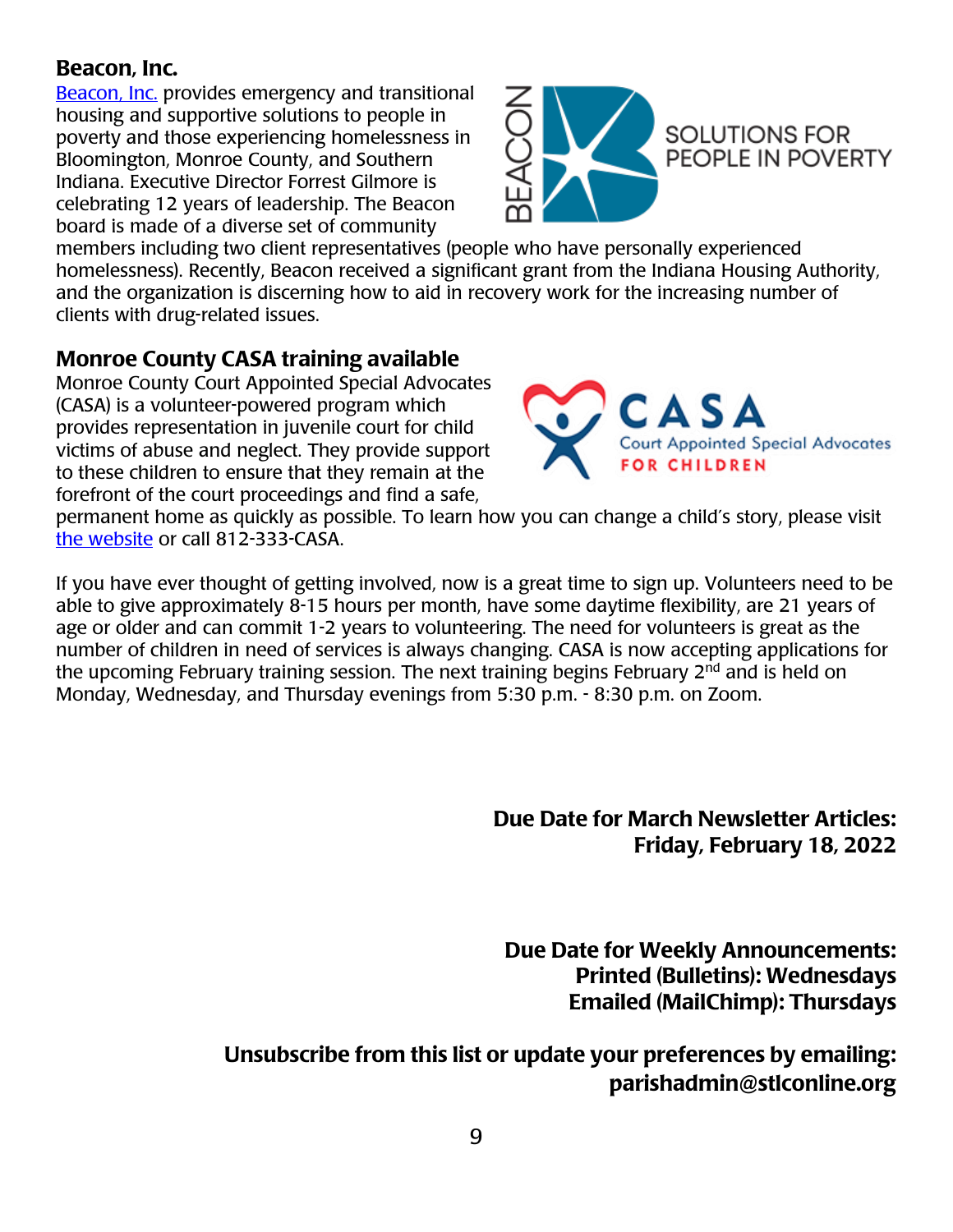## Beacon, Inc.

[Beacon, Inc.](#) provides emergency and transitional housing and supportive solutions to people in poverty and those experiencing homelessness in Bloomington, Monroe County, and Southern Indiana. Executive Director Forrest Gilmore is celebrating 12 years of leadership. The Beacon board is made of a diverse set of community members including two client representatives (people who have personally experienced homelessness). Recently, Beacon received a significant grant from the Indiana Housing Authority, and the organization is discerning how to aid in recovery work for the increasing number of clients with drug-related issues.

## Monroe County CASA training available

Monroe County Court Appointed Special Advocates (CASA) is a volunteer-powered program which provides representation in juvenile court for child victims of abuse and neglect. They provide support to these children to ensure that they remain at the forefront of the court proceedings and find a safe, permanent home as quickly as possible. To learn how you can change a child's story, please visit [the website](#) or call 812-333-CASA.

If you have ever thought of getting involved, now is a great time to sign up. Volunteers need to be able to give approximately 8-15 hours per month, have some daytime flexibility, are 21 years of age or older and can commit 1-2 years to volunteering. The need for volunteers is great as the number of children in need of services is always changing. CASA is now accepting applications for the upcoming February training session. The next training begins February 2nd and is held on Monday, Wednesday, and Thursday evenings from 5:30 p.m. - 8:30 p.m. on Zoom.

**Due Date for March Newsletter Articles:**
**Friday, February 18, 2022**

**Due Date for Weekly Announcements:**
**Printed (Bulletins): Wednesdays**
**Emailed (MailChimp): Thursdays**

**Unsubscribe from this list or update your preferences by emailing:**
**parishadmin@stlconline.org**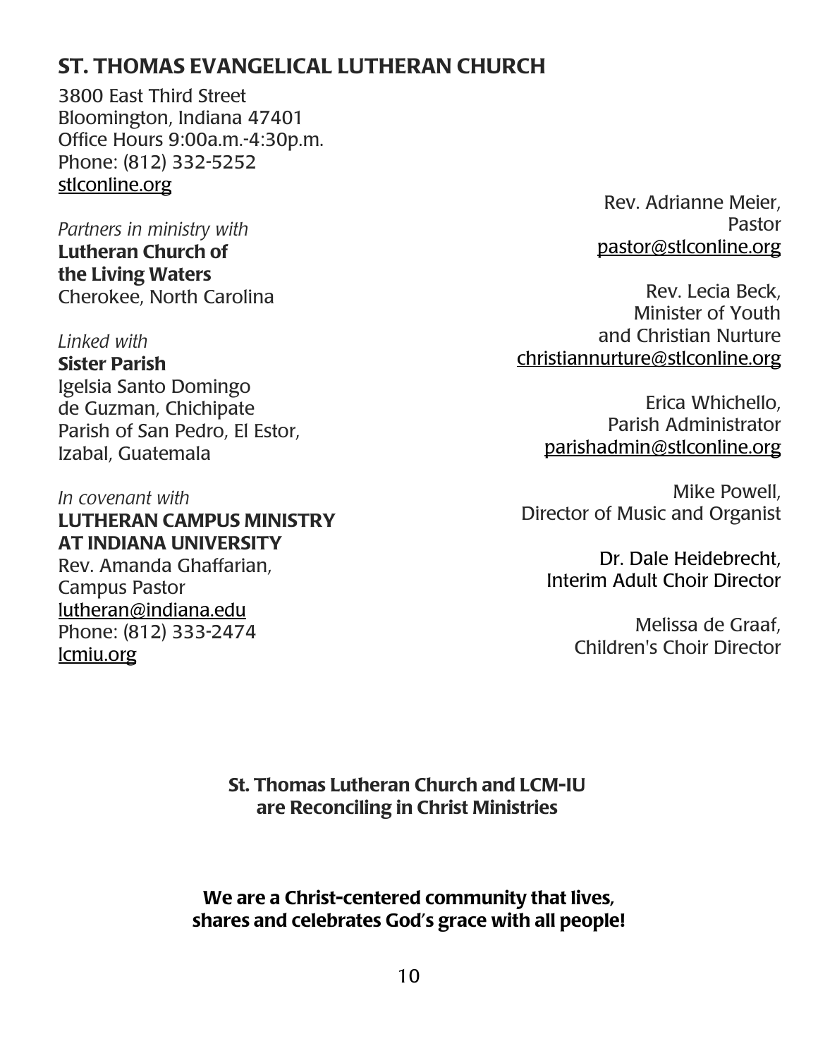## ST. THOMAS EVANGELICAL LUTHERAN CHURCH

3800 East Third Street
Bloomington, Indiana 47401
Office Hours 9:00a.m.-4:30p.m.
Phone: (812) 332-5252
stlconline.org

*Partners in ministry with*
**Lutheran Church of the Living Waters**
Cherokee, North Carolina

*Linked with*
**Sister Parish**
Igelsia Santo Domingo de Guzman, Chichipate
Parish of San Pedro, El Estor, Izabal, Guatemala

*In covenant with*
**LUTHERAN CAMPUS MINISTRY AT INDIANA UNIVERSITY**
Rev. Amanda Ghaffarian, Campus Pastor
lutheran@indiana.edu
Phone: (812) 333-2474
lcmiu.org

Rev. Adrianne Meier, Pastor
pastor@stlconline.org

Rev. Lecia Beck, Minister of Youth and Christian Nurture
christiannurture@stlconline.org

Erica Whichello, Parish Administrator
parishadmin@stlconline.org

Mike Powell, Director of Music and Organist

Dr. Dale Heidebrecht, Interim Adult Choir Director

Melissa de Graaf, Children's Choir Director

**St. Thomas Lutheran Church and LCM-IU are Reconciling in Christ Ministries**

**We are a Christ-centered community that lives, shares and celebrates God's grace with all people!**